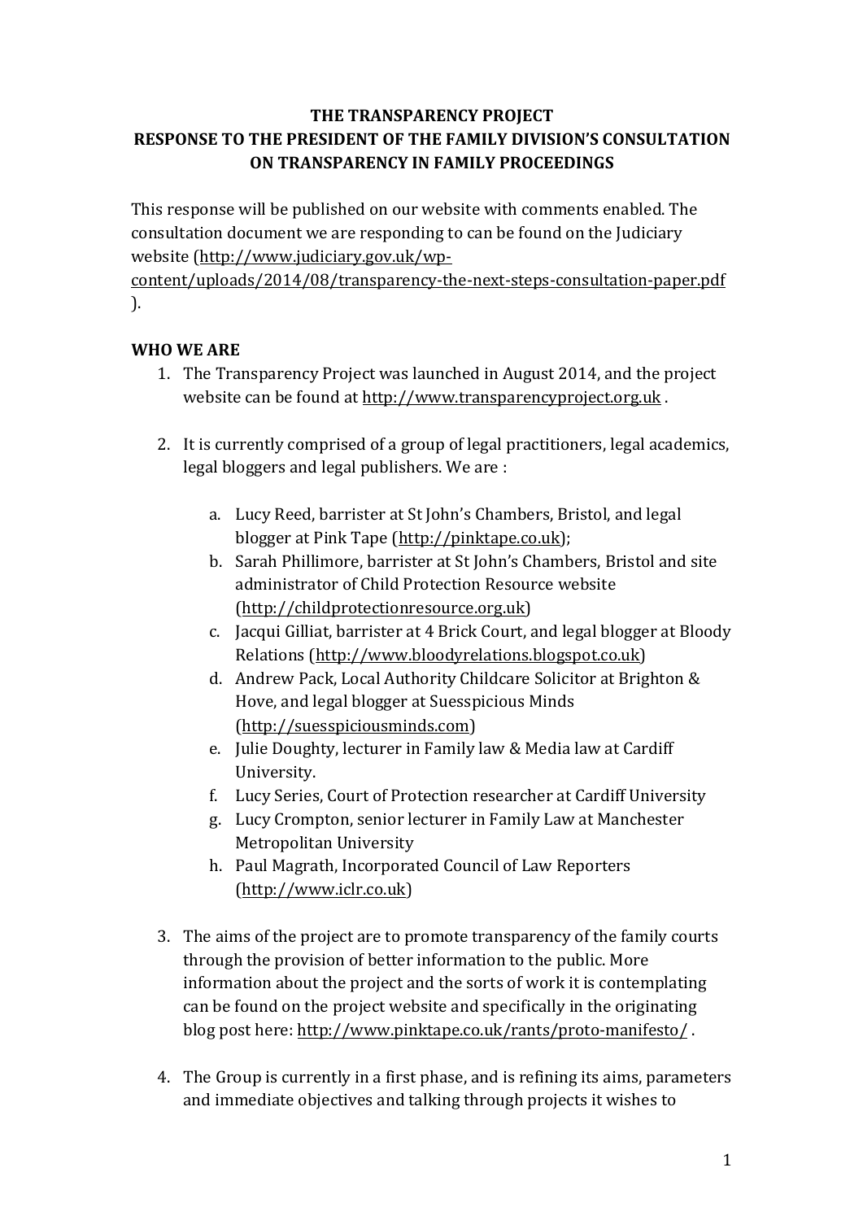**THE TRANSPARENCY PROJECT**
**RESPONSE TO THE PRESIDENT OF THE FAMILY DIVISION'S CONSULTATION ON TRANSPARENCY IN FAMILY PROCEEDINGS**

This response will be published on our website with comments enabled. The consultation document we are responding to can be found on the Judiciary website (http://www.judiciary.gov.uk/wp-content/uploads/2014/08/transparency-the-next-steps-consultation-paper.pdf ).

## WHO WE ARE

1. The Transparency Project was launched in August 2014, and the project website can be found at http://www.transparencyproject.org.uk .

2. It is currently comprised of a group of legal practitioners, legal academics, legal bloggers and legal publishers. We are :

   a. Lucy Reed, barrister at St John's Chambers, Bristol, and legal blogger at Pink Tape (http://pinktape.co.uk);
   b. Sarah Phillimore, barrister at St John's Chambers, Bristol and site administrator of Child Protection Resource website (http://childprotectionresource.org.uk)
   c. Jacqui Gilliat, barrister at 4 Brick Court, and legal blogger at Bloody Relations (http://www.bloodyrelations.blogspot.co.uk)
   d. Andrew Pack, Local Authority Childcare Solicitor at Brighton & Hove, and legal blogger at Suesspicious Minds (http://suesspiciousminds.com)
   e. Julie Doughty, lecturer in Family law & Media law at Cardiff University.
   f. Lucy Series, Court of Protection researcher at Cardiff University
   g. Lucy Crompton, senior lecturer in Family Law at Manchester Metropolitan University
   h. Paul Magrath, Incorporated Council of Law Reporters (http://www.iclr.co.uk)

3. The aims of the project are to promote transparency of the family courts through the provision of better information to the public. More information about the project and the sorts of work it is contemplating can be found on the project website and specifically in the originating blog post here: http://www.pinktape.co.uk/rants/proto-manifesto/ .

4. The Group is currently in a first phase, and is refining its aims, parameters and immediate objectives and talking through projects it wishes to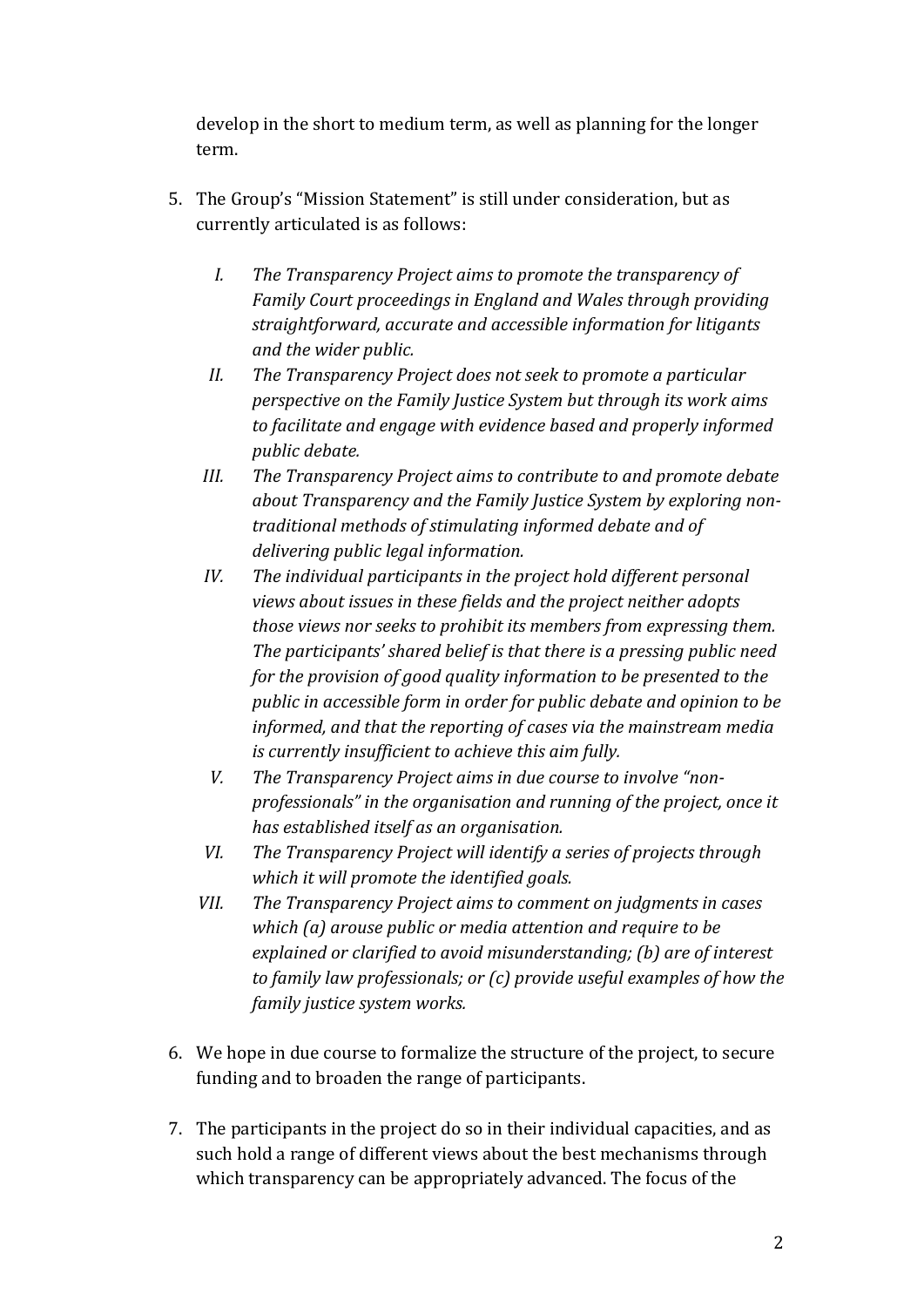develop in the short to medium term, as well as planning for the longer term.

5. The Group's "Mission Statement" is still under consideration, but as currently articulated is as follows:

   I. *The Transparency Project aims to promote the transparency of Family Court proceedings in England and Wales through providing straightforward, accurate and accessible information for litigants and the wider public.*

   II. *The Transparency Project does not seek to promote a particular perspective on the Family Justice System but through its work aims to facilitate and engage with evidence based and properly informed public debate.*

   III. *The Transparency Project aims to contribute to and promote debate about Transparency and the Family Justice System by exploring non-traditional methods of stimulating informed debate and of delivering public legal information.*

   IV. *The individual participants in the project hold different personal views about issues in these fields and the project neither adopts those views nor seeks to prohibit its members from expressing them. The participants' shared belief is that there is a pressing public need for the provision of good quality information to be presented to the public in accessible form in order for public debate and opinion to be informed, and that the reporting of cases via the mainstream media is currently insufficient to achieve this aim fully.*

   V. *The Transparency Project aims in due course to involve "non-professionals" in the organisation and running of the project, once it has established itself as an organisation.*

   VI. *The Transparency Project will identify a series of projects through which it will promote the identified goals.*

   VII. *The Transparency Project aims to comment on judgments in cases which (a) arouse public or media attention and require to be explained or clarified to avoid misunderstanding; (b) are of interest to family law professionals; or (c) provide useful examples of how the family justice system works.*

6. We hope in due course to formalize the structure of the project, to secure funding and to broaden the range of participants.

7. The participants in the project do so in their individual capacities, and as such hold a range of different views about the best mechanisms through which transparency can be appropriately advanced. The focus of the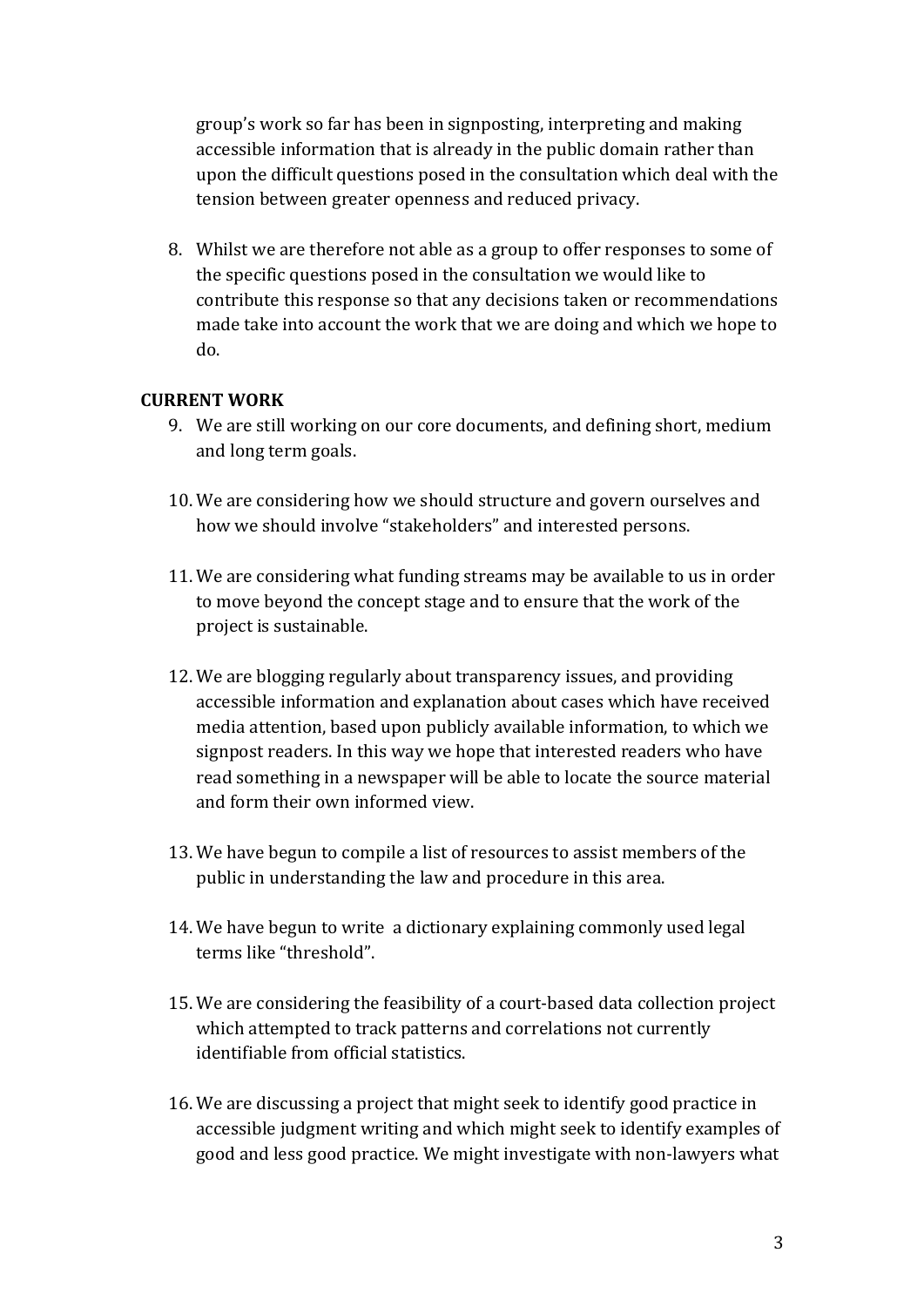group's work so far has been in signposting, interpreting and making accessible information that is already in the public domain rather than upon the difficult questions posed in the consultation which deal with the tension between greater openness and reduced privacy.

8. Whilst we are therefore not able as a group to offer responses to some of the specific questions posed in the consultation we would like to contribute this response so that any decisions taken or recommendations made take into account the work that we are doing and which we hope to do.

**CURRENT WORK**

9. We are still working on our core documents, and defining short, medium and long term goals.

10. We are considering how we should structure and govern ourselves and how we should involve "stakeholders" and interested persons.

11. We are considering what funding streams may be available to us in order to move beyond the concept stage and to ensure that the work of the project is sustainable.

12. We are blogging regularly about transparency issues, and providing accessible information and explanation about cases which have received media attention, based upon publicly available information, to which we signpost readers. In this way we hope that interested readers who have read something in a newspaper will be able to locate the source material and form their own informed view.

13. We have begun to compile a list of resources to assist members of the public in understanding the law and procedure in this area.

14. We have begun to write a dictionary explaining commonly used legal terms like "threshold".

15. We are considering the feasibility of a court-based data collection project which attempted to track patterns and correlations not currently identifiable from official statistics.

16. We are discussing a project that might seek to identify good practice in accessible judgment writing and which might seek to identify examples of good and less good practice. We might investigate with non-lawyers what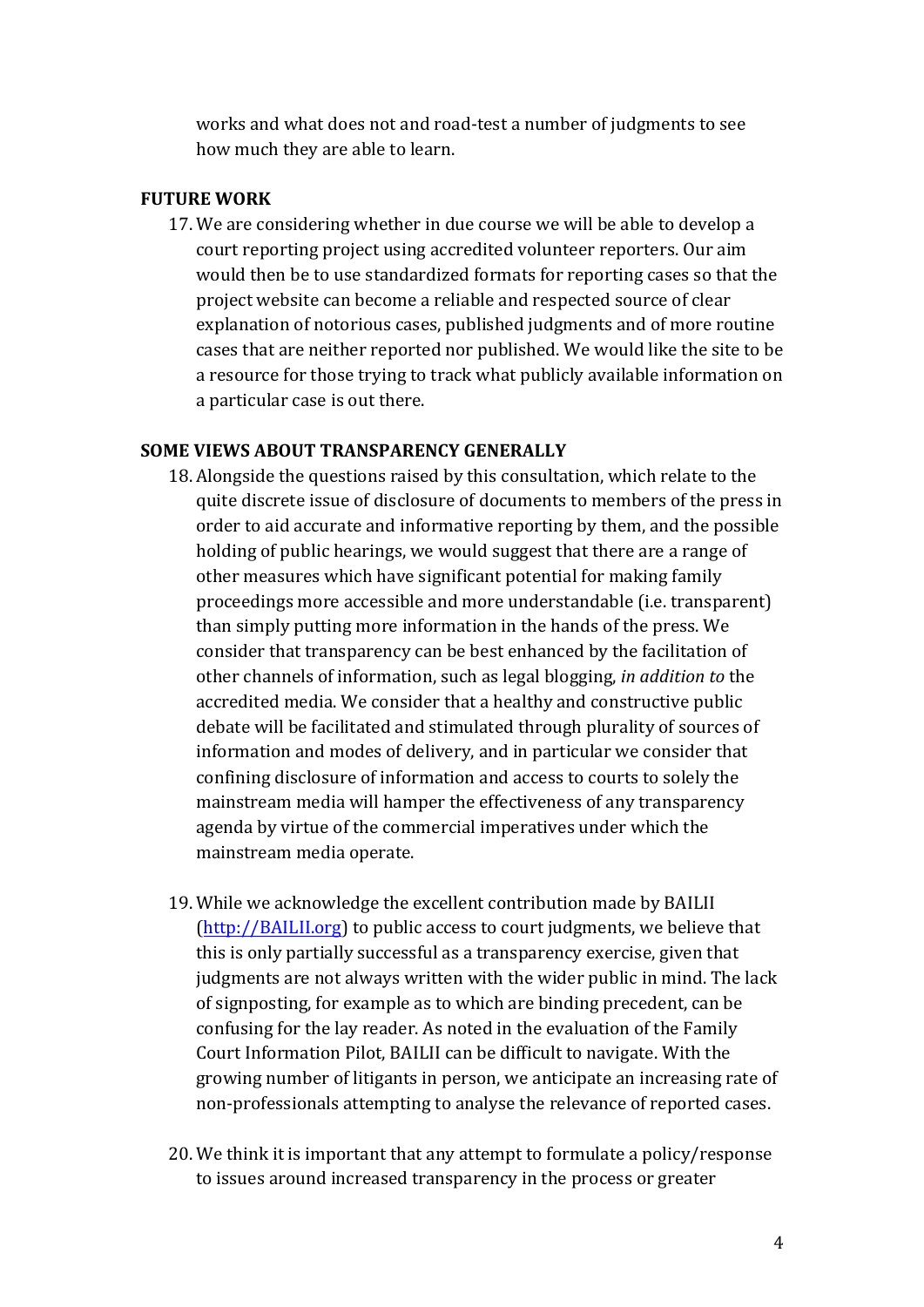works and what does not and road-test a number of judgments to see how much they are able to learn.

## FUTURE WORK

17. We are considering whether in due course we will be able to develop a court reporting project using accredited volunteer reporters. Our aim would then be to use standardized formats for reporting cases so that the project website can become a reliable and respected source of clear explanation of notorious cases, published judgments and of more routine cases that are neither reported nor published. We would like the site to be a resource for those trying to track what publicly available information on a particular case is out there.

## SOME VIEWS ABOUT TRANSPARENCY GENERALLY

18. Alongside the questions raised by this consultation, which relate to the quite discrete issue of disclosure of documents to members of the press in order to aid accurate and informative reporting by them, and the possible holding of public hearings, we would suggest that there are a range of other measures which have significant potential for making family proceedings more accessible and more understandable (i.e. transparent) than simply putting more information in the hands of the press. We consider that transparency can be best enhanced by the facilitation of other channels of information, such as legal blogging, *in addition to* the accredited media. We consider that a healthy and constructive public debate will be facilitated and stimulated through plurality of sources of information and modes of delivery, and in particular we consider that confining disclosure of information and access to courts to solely the mainstream media will hamper the effectiveness of any transparency agenda by virtue of the commercial imperatives under which the mainstream media operate.

19. While we acknowledge the excellent contribution made by BAILII ([http://BAILII.org](http://BAILII.org)) to public access to court judgments, we believe that this is only partially successful as a transparency exercise, given that judgments are not always written with the wider public in mind. The lack of signposting, for example as to which are binding precedent, can be confusing for the lay reader. As noted in the evaluation of the Family Court Information Pilot, BAILII can be difficult to navigate. With the growing number of litigants in person, we anticipate an increasing rate of non-professionals attempting to analyse the relevance of reported cases.

20. We think it is important that any attempt to formulate a policy/response to issues around increased transparency in the process or greater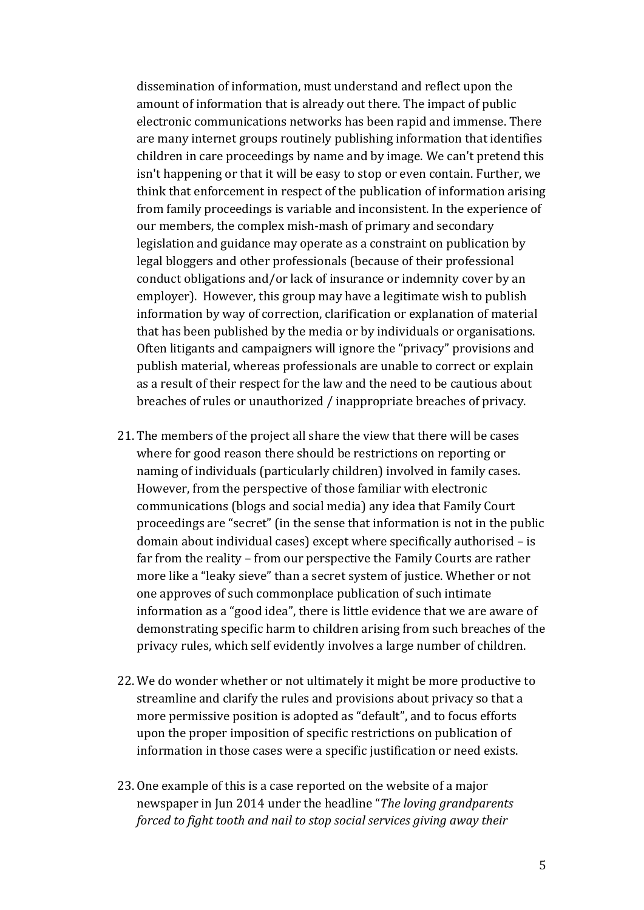dissemination of information, must understand and reflect upon the amount of information that is already out there. The impact of public electronic communications networks has been rapid and immense. There are many internet groups routinely publishing information that identifies children in care proceedings by name and by image. We can't pretend this isn't happening or that it will be easy to stop or even contain. Further, we think that enforcement in respect of the publication of information arising from family proceedings is variable and inconsistent. In the experience of our members, the complex mish-mash of primary and secondary legislation and guidance may operate as a constraint on publication by legal bloggers and other professionals (because of their professional conduct obligations and/or lack of insurance or indemnity cover by an employer). However, this group may have a legitimate wish to publish information by way of correction, clarification or explanation of material that has been published by the media or by individuals or organisations. Often litigants and campaigners will ignore the "privacy" provisions and publish material, whereas professionals are unable to correct or explain as a result of their respect for the law and the need to be cautious about breaches of rules or unauthorized / inappropriate breaches of privacy.

21. The members of the project all share the view that there will be cases where for good reason there should be restrictions on reporting or naming of individuals (particularly children) involved in family cases. However, from the perspective of those familiar with electronic communications (blogs and social media) any idea that Family Court proceedings are "secret" (in the sense that information is not in the public domain about individual cases) except where specifically authorised – is far from the reality – from our perspective the Family Courts are rather more like a "leaky sieve" than a secret system of justice. Whether or not one approves of such commonplace publication of such intimate information as a "good idea", there is little evidence that we are aware of demonstrating specific harm to children arising from such breaches of the privacy rules, which self evidently involves a large number of children.

22. We do wonder whether or not ultimately it might be more productive to streamline and clarify the rules and provisions about privacy so that a more permissive position is adopted as "default", and to focus efforts upon the proper imposition of specific restrictions on publication of information in those cases were a specific justification or need exists.

23. One example of this is a case reported on the website of a major newspaper in Jun 2014 under the headline "*The loving grandparents forced to fight tooth and nail to stop social services giving away their*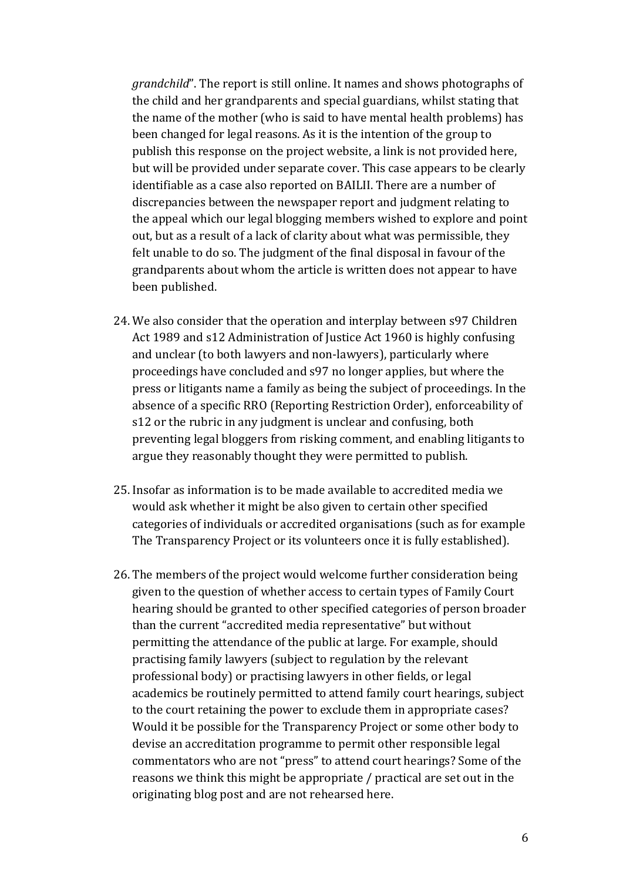*grandchild*". The report is still online. It names and shows photographs of the child and her grandparents and special guardians, whilst stating that the name of the mother (who is said to have mental health problems) has been changed for legal reasons. As it is the intention of the group to publish this response on the project website, a link is not provided here, but will be provided under separate cover. This case appears to be clearly identifiable as a case also reported on BAILII. There are a number of discrepancies between the newspaper report and judgment relating to the appeal which our legal blogging members wished to explore and point out, but as a result of a lack of clarity about what was permissible, they felt unable to do so. The judgment of the final disposal in favour of the grandparents about whom the article is written does not appear to have been published.

24. We also consider that the operation and interplay between s97 Children Act 1989 and s12 Administration of Justice Act 1960 is highly confusing and unclear (to both lawyers and non-lawyers), particularly where proceedings have concluded and s97 no longer applies, but where the press or litigants name a family as being the subject of proceedings. In the absence of a specific RRO (Reporting Restriction Order), enforceability of s12 or the rubric in any judgment is unclear and confusing, both preventing legal bloggers from risking comment, and enabling litigants to argue they reasonably thought they were permitted to publish.

25. Insofar as information is to be made available to accredited media we would ask whether it might be also given to certain other specified categories of individuals or accredited organisations (such as for example The Transparency Project or its volunteers once it is fully established).

26. The members of the project would welcome further consideration being given to the question of whether access to certain types of Family Court hearing should be granted to other specified categories of person broader than the current "accredited media representative" but without permitting the attendance of the public at large. For example, should practising family lawyers (subject to regulation by the relevant professional body) or practising lawyers in other fields, or legal academics be routinely permitted to attend family court hearings, subject to the court retaining the power to exclude them in appropriate cases? Would it be possible for the Transparency Project or some other body to devise an accreditation programme to permit other responsible legal commentators who are not "press" to attend court hearings? Some of the reasons we think this might be appropriate / practical are set out in the originating blog post and are not rehearsed here.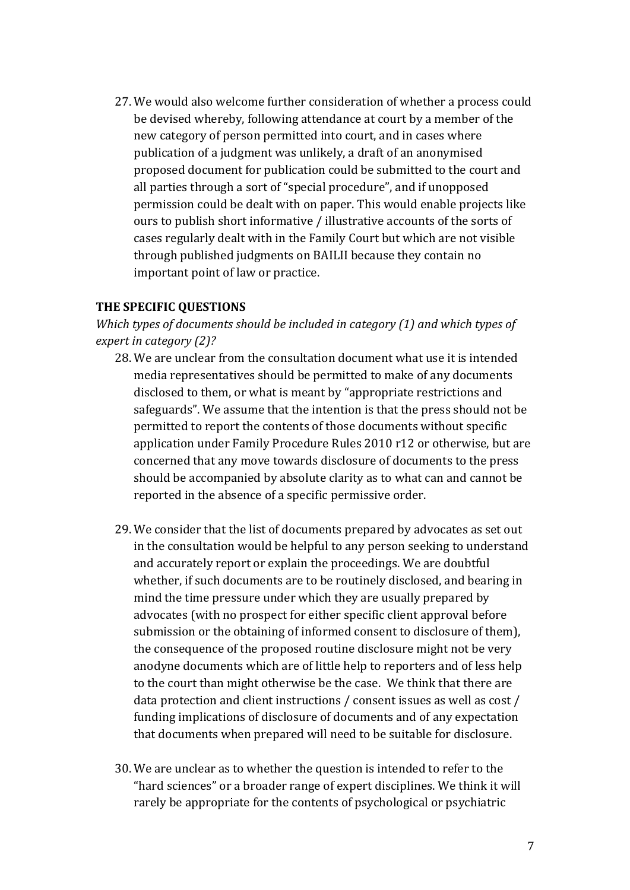27. We would also welcome further consideration of whether a process could be devised whereby, following attendance at court by a member of the new category of person permitted into court, and in cases where publication of a judgment was unlikely, a draft of an anonymised proposed document for publication could be submitted to the court and all parties through a sort of "special procedure", and if unopposed permission could be dealt with on paper. This would enable projects like ours to publish short informative / illustrative accounts of the sorts of cases regularly dealt with in the Family Court but which are not visible through published judgments on BAILII because they contain no important point of law or practice.

**THE SPECIFIC QUESTIONS**

*Which types of documents should be included in category (1) and which types of expert in category (2)?*

28. We are unclear from the consultation document what use it is intended media representatives should be permitted to make of any documents disclosed to them, or what is meant by "appropriate restrictions and safeguards". We assume that the intention is that the press should not be permitted to report the contents of those documents without specific application under Family Procedure Rules 2010 r12 or otherwise, but are concerned that any move towards disclosure of documents to the press should be accompanied by absolute clarity as to what can and cannot be reported in the absence of a specific permissive order.

29. We consider that the list of documents prepared by advocates as set out in the consultation would be helpful to any person seeking to understand and accurately report or explain the proceedings. We are doubtful whether, if such documents are to be routinely disclosed, and bearing in mind the time pressure under which they are usually prepared by advocates (with no prospect for either specific client approval before submission or the obtaining of informed consent to disclosure of them), the consequence of the proposed routine disclosure might not be very anodyne documents which are of little help to reporters and of less help to the court than might otherwise be the case. We think that there are data protection and client instructions / consent issues as well as cost / funding implications of disclosure of documents and of any expectation that documents when prepared will need to be suitable for disclosure.

30. We are unclear as to whether the question is intended to refer to the "hard sciences" or a broader range of expert disciplines. We think it will rarely be appropriate for the contents of psychological or psychiatric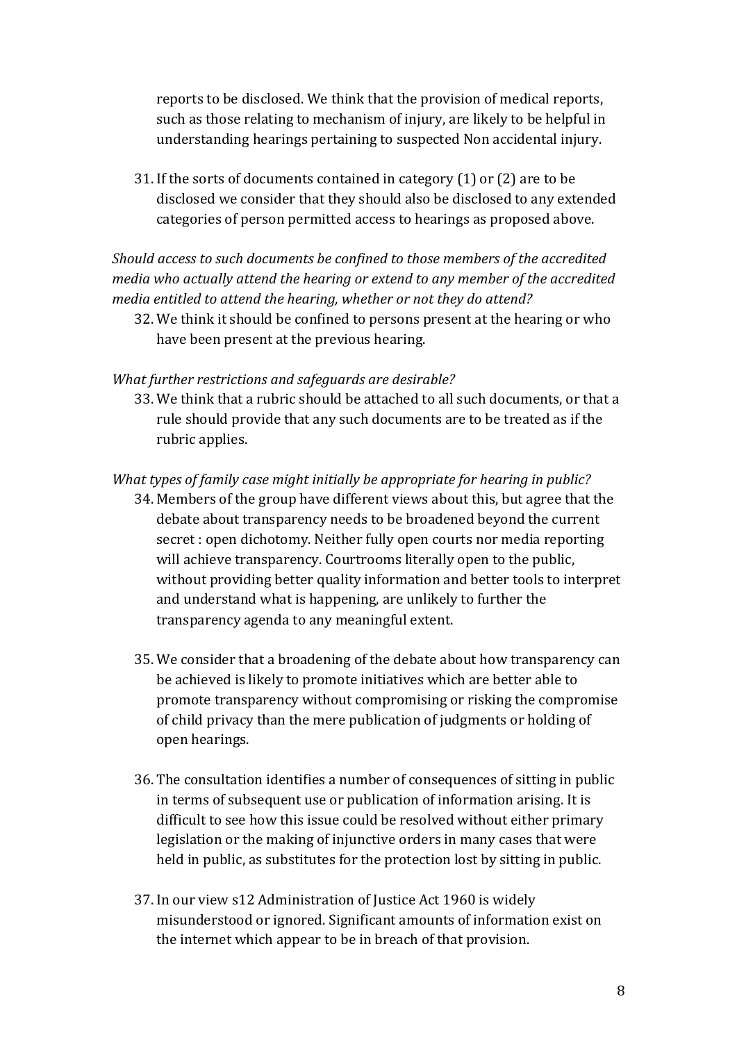reports to be disclosed. We think that the provision of medical reports, such as those relating to mechanism of injury, are likely to be helpful in understanding hearings pertaining to suspected Non accidental injury.

31. If the sorts of documents contained in category (1) or (2) are to be disclosed we consider that they should also be disclosed to any extended categories of person permitted access to hearings as proposed above.

*Should access to such documents be confined to those members of the accredited media who actually attend the hearing or extend to any member of the accredited media entitled to attend the hearing, whether or not they do attend?*

32. We think it should be confined to persons present at the hearing or who have been present at the previous hearing.

*What further restrictions and safeguards are desirable?*

33. We think that a rubric should be attached to all such documents, or that a rule should provide that any such documents are to be treated as if the rubric applies.

*What types of family case might initially be appropriate for hearing in public?*

34. Members of the group have different views about this, but agree that the debate about transparency needs to be broadened beyond the current secret : open dichotomy. Neither fully open courts nor media reporting will achieve transparency. Courtrooms literally open to the public, without providing better quality information and better tools to interpret and understand what is happening, are unlikely to further the transparency agenda to any meaningful extent.

35. We consider that a broadening of the debate about how transparency can be achieved is likely to promote initiatives which are better able to promote transparency without compromising or risking the compromise of child privacy than the mere publication of judgments or holding of open hearings.

36. The consultation identifies a number of consequences of sitting in public in terms of subsequent use or publication of information arising. It is difficult to see how this issue could be resolved without either primary legislation or the making of injunctive orders in many cases that were held in public, as substitutes for the protection lost by sitting in public.

37. In our view s12 Administration of Justice Act 1960 is widely misunderstood or ignored. Significant amounts of information exist on the internet which appear to be in breach of that provision.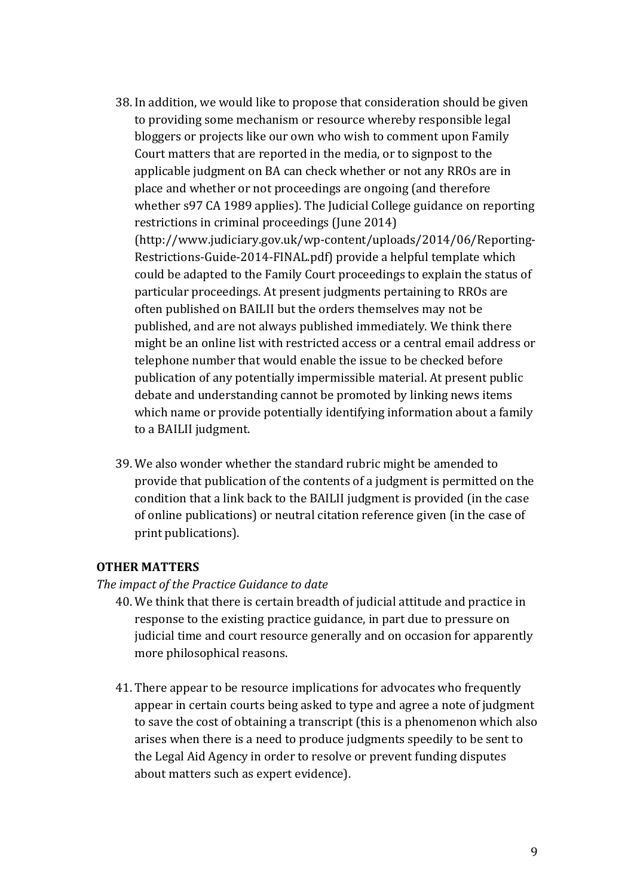38. In addition, we would like to propose that consideration should be given to providing some mechanism or resource whereby responsible legal bloggers or projects like our own who wish to comment upon Family Court matters that are reported in the media, or to signpost to the applicable judgment on BA can check whether or not any RROs are in place and whether or not proceedings are ongoing (and therefore whether s97 CA 1989 applies). The Judicial College guidance on reporting restrictions in criminal proceedings (June 2014) (http://www.judiciary.gov.uk/wp-content/uploads/2014/06/Reporting-Restrictions-Guide-2014-FINAL.pdf) provide a helpful template which could be adapted to the Family Court proceedings to explain the status of particular proceedings. At present judgments pertaining to RROs are often published on BAILII but the orders themselves may not be published, and are not always published immediately. We think there might be an online list with restricted access or a central email address or telephone number that would enable the issue to be checked before publication of any potentially impermissible material. At present public debate and understanding cannot be promoted by linking news items which name or provide potentially identifying information about a family to a BAILII judgment.

39. We also wonder whether the standard rubric might be amended to provide that publication of the contents of a judgment is permitted on the condition that a link back to the BAILII judgment is provided (in the case of online publications) or neutral citation reference given (in the case of print publications).

**OTHER MATTERS**

*The impact of the Practice Guidance to date*

40. We think that there is certain breadth of judicial attitude and practice in response to the existing practice guidance, in part due to pressure on judicial time and court resource generally and on occasion for apparently more philosophical reasons.

41. There appear to be resource implications for advocates who frequently appear in certain courts being asked to type and agree a note of judgment to save the cost of obtaining a transcript (this is a phenomenon which also arises when there is a need to produce judgments speedily to be sent to the Legal Aid Agency in order to resolve or prevent funding disputes about matters such as expert evidence).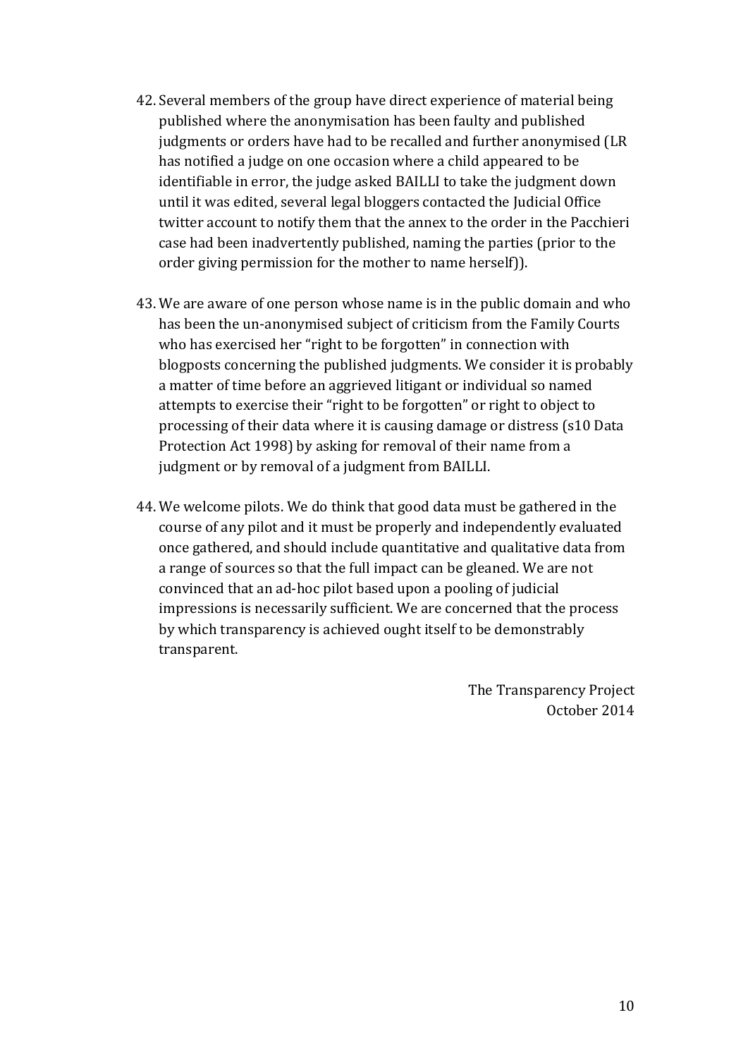42. Several members of the group have direct experience of material being published where the anonymisation has been faulty and published judgments or orders have had to be recalled and further anonymised (LR has notified a judge on one occasion where a child appeared to be identifiable in error, the judge asked BAILLI to take the judgment down until it was edited, several legal bloggers contacted the Judicial Office twitter account to notify them that the annex to the order in the Pacchieri case had been inadvertently published, naming the parties (prior to the order giving permission for the mother to name herself)).

43. We are aware of one person whose name is in the public domain and who has been the un-anonymised subject of criticism from the Family Courts who has exercised her "right to be forgotten" in connection with blogposts concerning the published judgments. We consider it is probably a matter of time before an aggrieved litigant or individual so named attempts to exercise their "right to be forgotten" or right to object to processing of their data where it is causing damage or distress (s10 Data Protection Act 1998) by asking for removal of their name from a judgment or by removal of a judgment from BAILLI.

44. We welcome pilots. We do think that good data must be gathered in the course of any pilot and it must be properly and independently evaluated once gathered, and should include quantitative and qualitative data from a range of sources so that the full impact can be gleaned. We are not convinced that an ad-hoc pilot based upon a pooling of judicial impressions is necessarily sufficient. We are concerned that the process by which transparency is achieved ought itself to be demonstrably transparent.

The Transparency Project
October 2014